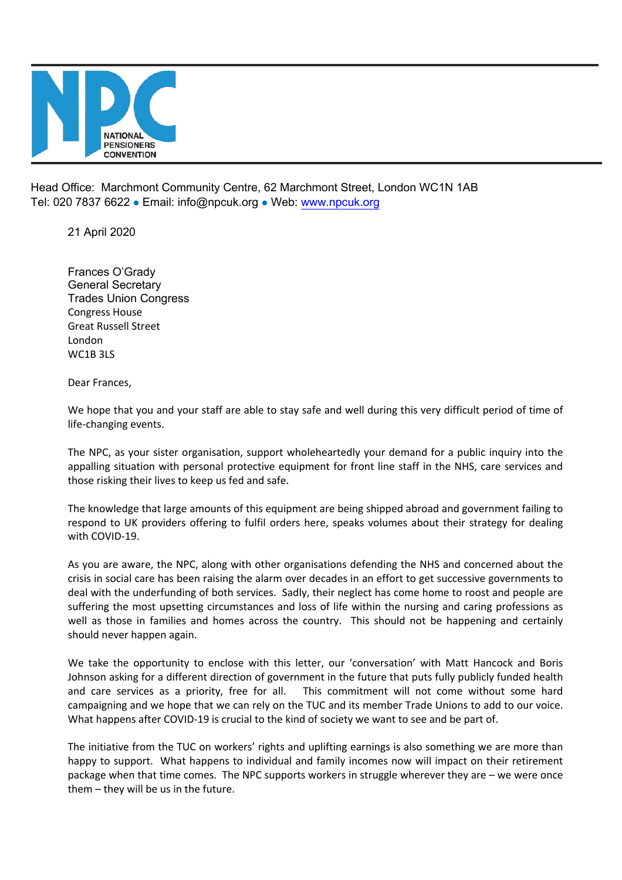NATIONAL PENSIONERS CONVENTION

Head Office: Marchmont Community Centre, 62 Marchmont Street, London WC1N 1AB
Tel: 020 7837 6622 • Email: info@npcuk.org • Web: [www.npcuk.org](http://www.npcuk.org)

21 April 2020

Frances O'Grady
General Secretary
Trades Union Congress
Congress House
Great Russell Street
London
WC1B 3LS

Dear Frances,

We hope that you and your staff are able to stay safe and well during this very difficult period of time of life-changing events.

The NPC, as your sister organisation, support wholeheartedly your demand for a public inquiry into the appalling situation with personal protective equipment for front line staff in the NHS, care services and those risking their lives to keep us fed and safe.

The knowledge that large amounts of this equipment are being shipped abroad and government failing to respond to UK providers offering to fulfil orders here, speaks volumes about their strategy for dealing with COVID-19.

As you are aware, the NPC, along with other organisations defending the NHS and concerned about the crisis in social care has been raising the alarm over decades in an effort to get successive governments to deal with the underfunding of both services. Sadly, their neglect has come home to roost and people are suffering the most upsetting circumstances and loss of life within the nursing and caring professions as well as those in families and homes across the country. This should not be happening and certainly should never happen again.

We take the opportunity to enclose with this letter, our 'conversation' with Matt Hancock and Boris Johnson asking for a different direction of government in the future that puts fully publicly funded health and care services as a priority, free for all. This commitment will not come without some hard campaigning and we hope that we can rely on the TUC and its member Trade Unions to add to our voice. What happens after COVID-19 is crucial to the kind of society we want to see and be part of.

The initiative from the TUC on workers' rights and uplifting earnings is also something we are more than happy to support. What happens to individual and family incomes now will impact on their retirement package when that time comes. The NPC supports workers in struggle wherever they are – we were once them – they will be us in the future.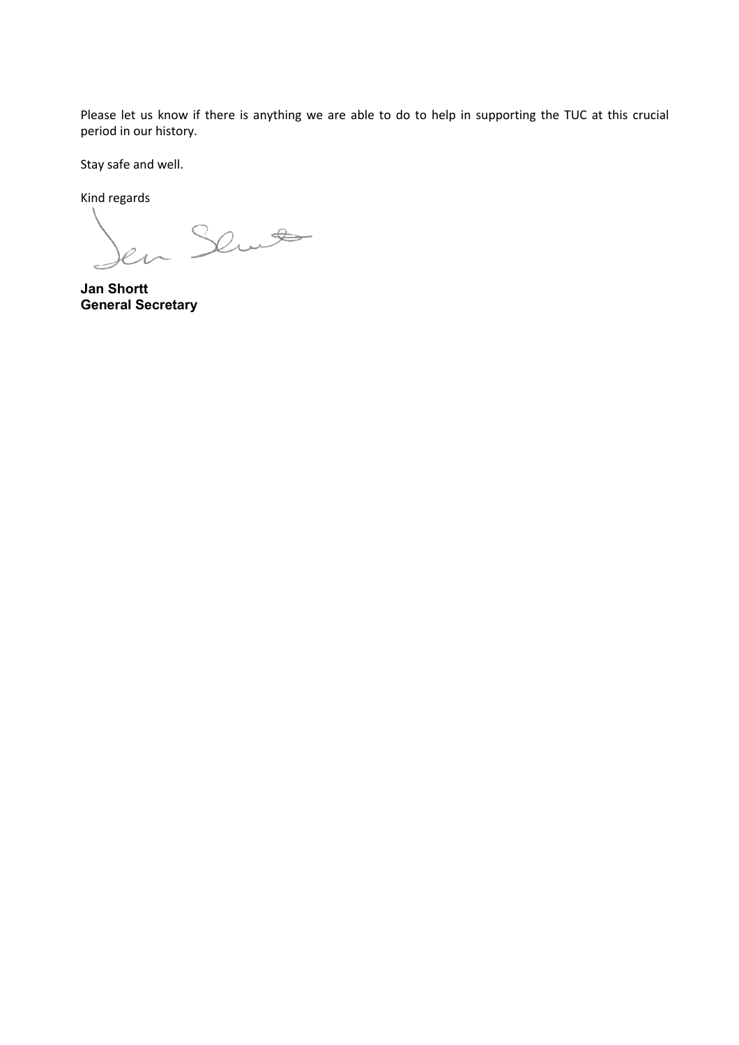Please let us know if there is anything we are able to do to help in supporting the TUC at this crucial period in our history.

Stay safe and well.

Kind regards

**Jan Shortt**
**General Secretary**